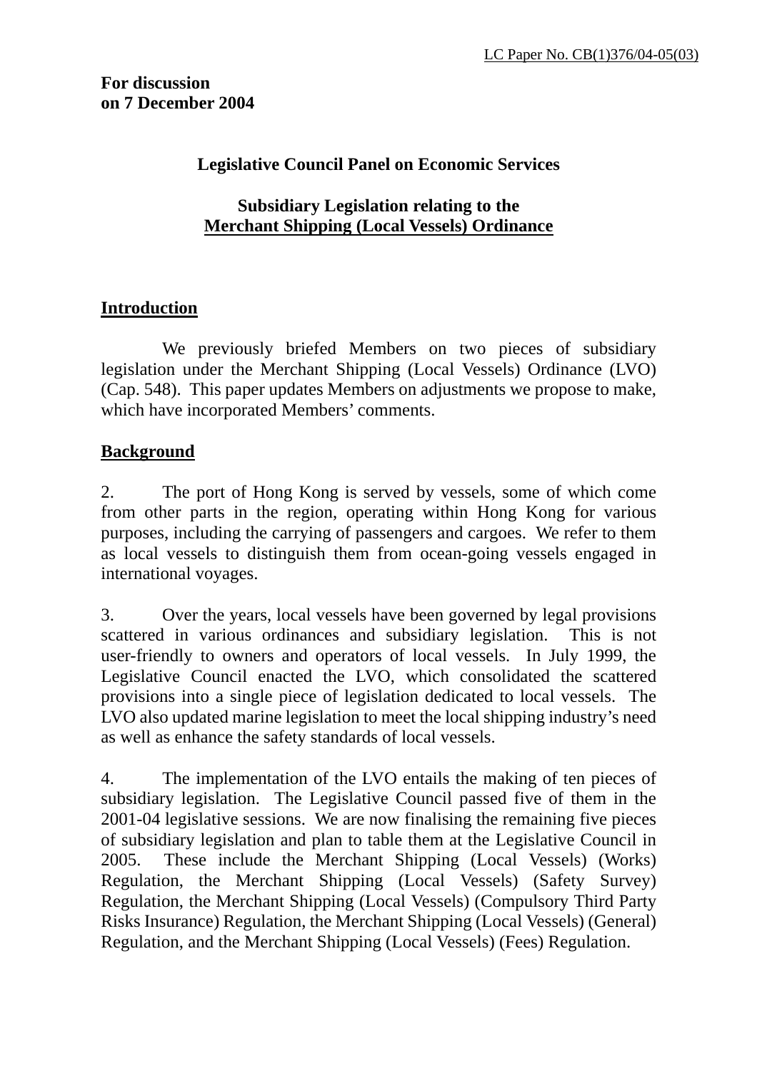LC Paper No. CB(1)376/04-05(03)

**For discussion on 7 December 2004**

**Legislative Council Panel on Economic Services**

**Subsidiary Legislation relating to the Merchant Shipping (Local Vessels) Ordinance**

## Introduction

We previously briefed Members on two pieces of subsidiary legislation under the Merchant Shipping (Local Vessels) Ordinance (LVO) (Cap. 548). This paper updates Members on adjustments we propose to make, which have incorporated Members' comments.

## Background

2. The port of Hong Kong is served by vessels, some of which come from other parts in the region, operating within Hong Kong for various purposes, including the carrying of passengers and cargoes. We refer to them as local vessels to distinguish them from ocean-going vessels engaged in international voyages.

3. Over the years, local vessels have been governed by legal provisions scattered in various ordinances and subsidiary legislation. This is not user-friendly to owners and operators of local vessels. In July 1999, the Legislative Council enacted the LVO, which consolidated the scattered provisions into a single piece of legislation dedicated to local vessels. The LVO also updated marine legislation to meet the local shipping industry's need as well as enhance the safety standards of local vessels.

4. The implementation of the LVO entails the making of ten pieces of subsidiary legislation. The Legislative Council passed five of them in the 2001-04 legislative sessions. We are now finalising the remaining five pieces of subsidiary legislation and plan to table them at the Legislative Council in 2005. These include the Merchant Shipping (Local Vessels) (Works) Regulation, the Merchant Shipping (Local Vessels) (Safety Survey) Regulation, the Merchant Shipping (Local Vessels) (Compulsory Third Party Risks Insurance) Regulation, the Merchant Shipping (Local Vessels) (General) Regulation, and the Merchant Shipping (Local Vessels) (Fees) Regulation.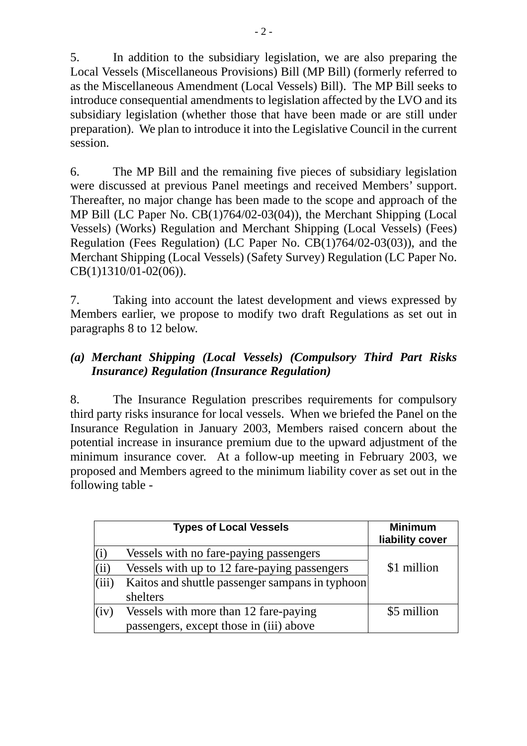5. In addition to the subsidiary legislation, we are also preparing the Local Vessels (Miscellaneous Provisions) Bill (MP Bill) (formerly referred to as the Miscellaneous Amendment (Local Vessels) Bill). The MP Bill seeks to introduce consequential amendments to legislation affected by the LVO and its subsidiary legislation (whether those that have been made or are still under preparation). We plan to introduce it into the Legislative Council in the current session.

6. The MP Bill and the remaining five pieces of subsidiary legislation were discussed at previous Panel meetings and received Members' support. Thereafter, no major change has been made to the scope and approach of the MP Bill (LC Paper No. CB(1)764/02-03(04)), the Merchant Shipping (Local Vessels) (Works) Regulation and Merchant Shipping (Local Vessels) (Fees) Regulation (Fees Regulation) (LC Paper No. CB(1)764/02-03(03)), and the Merchant Shipping (Local Vessels) (Safety Survey) Regulation (LC Paper No. CB(1)1310/01-02(06)).

7. Taking into account the latest development and views expressed by Members earlier, we propose to modify two draft Regulations as set out in paragraphs 8 to 12 below.

### *(a) Merchant Shipping (Local Vessels) (Compulsory Third Part Risks Insurance) Regulation (Insurance Regulation)*

8. The Insurance Regulation prescribes requirements for compulsory third party risks insurance for local vessels. When we briefed the Panel on the Insurance Regulation in January 2003, Members raised concern about the potential increase in insurance premium due to the upward adjustment of the minimum insurance cover. At a follow-up meeting in February 2003, we proposed and Members agreed to the minimum liability cover as set out in the following table -

| | Types of Local Vessels | Minimum liability cover |
|---|---|---|
| (i) | Vessels with no fare-paying passengers | $1 million |
| (ii) | Vessels with up to 12 fare-paying passengers | |
| (iii) | Kaitos and shuttle passenger sampans in typhoon shelters | |
| (iv) | Vessels with more than 12 fare-paying passengers, except those in (iii) above | $5 million |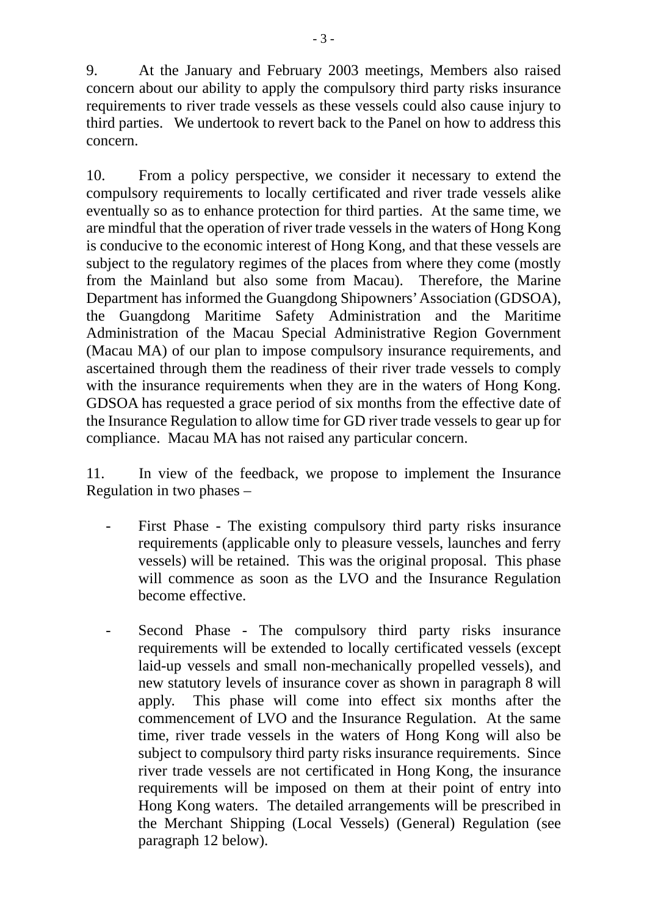9. At the January and February 2003 meetings, Members also raised concern about our ability to apply the compulsory third party risks insurance requirements to river trade vessels as these vessels could also cause injury to third parties. We undertook to revert back to the Panel on how to address this concern.

10. From a policy perspective, we consider it necessary to extend the compulsory requirements to locally certificated and river trade vessels alike eventually so as to enhance protection for third parties. At the same time, we are mindful that the operation of river trade vessels in the waters of Hong Kong is conducive to the economic interest of Hong Kong, and that these vessels are subject to the regulatory regimes of the places from where they come (mostly from the Mainland but also some from Macau). Therefore, the Marine Department has informed the Guangdong Shipowners' Association (GDSOA), the Guangdong Maritime Safety Administration and the Maritime Administration of the Macau Special Administrative Region Government (Macau MA) of our plan to impose compulsory insurance requirements, and ascertained through them the readiness of their river trade vessels to comply with the insurance requirements when they are in the waters of Hong Kong. GDSOA has requested a grace period of six months from the effective date of the Insurance Regulation to allow time for GD river trade vessels to gear up for compliance. Macau MA has not raised any particular concern.

11. In view of the feedback, we propose to implement the Insurance Regulation in two phases –

- First Phase - The existing compulsory third party risks insurance requirements (applicable only to pleasure vessels, launches and ferry vessels) will be retained. This was the original proposal. This phase will commence as soon as the LVO and the Insurance Regulation become effective.

- Second Phase - The compulsory third party risks insurance requirements will be extended to locally certificated vessels (except laid-up vessels and small non-mechanically propelled vessels), and new statutory levels of insurance cover as shown in paragraph 8 will apply. This phase will come into effect six months after the commencement of LVO and the Insurance Regulation. At the same time, river trade vessels in the waters of Hong Kong will also be subject to compulsory third party risks insurance requirements. Since river trade vessels are not certificated in Hong Kong, the insurance requirements will be imposed on them at their point of entry into Hong Kong waters. The detailed arrangements will be prescribed in the Merchant Shipping (Local Vessels) (General) Regulation (see paragraph 12 below).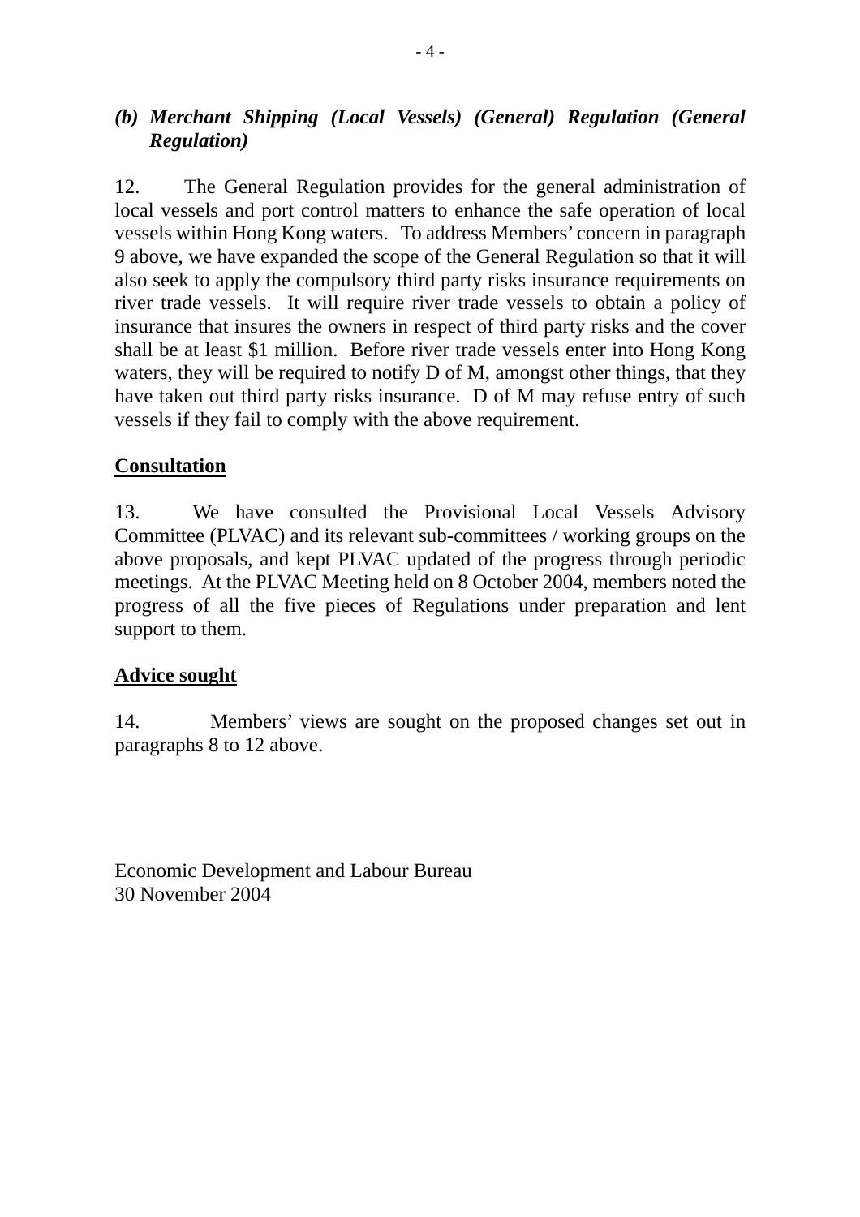*(b) Merchant Shipping (Local Vessels) (General) Regulation (General Regulation)*

12. The General Regulation provides for the general administration of local vessels and port control matters to enhance the safe operation of local vessels within Hong Kong waters. To address Members' concern in paragraph 9 above, we have expanded the scope of the General Regulation so that it will also seek to apply the compulsory third party risks insurance requirements on river trade vessels. It will require river trade vessels to obtain a policy of insurance that insures the owners in respect of third party risks and the cover shall be at least $1 million. Before river trade vessels enter into Hong Kong waters, they will be required to notify D of M, amongst other things, that they have taken out third party risks insurance. D of M may refuse entry of such vessels if they fail to comply with the above requirement.

**Consultation**

13. We have consulted the Provisional Local Vessels Advisory Committee (PLVAC) and its relevant sub-committees / working groups on the above proposals, and kept PLVAC updated of the progress through periodic meetings. At the PLVAC Meeting held on 8 October 2004, members noted the progress of all the five pieces of Regulations under preparation and lent support to them.

**Advice sought**

14. Members' views are sought on the proposed changes set out in paragraphs 8 to 12 above.

Economic Development and Labour Bureau
30 November 2004